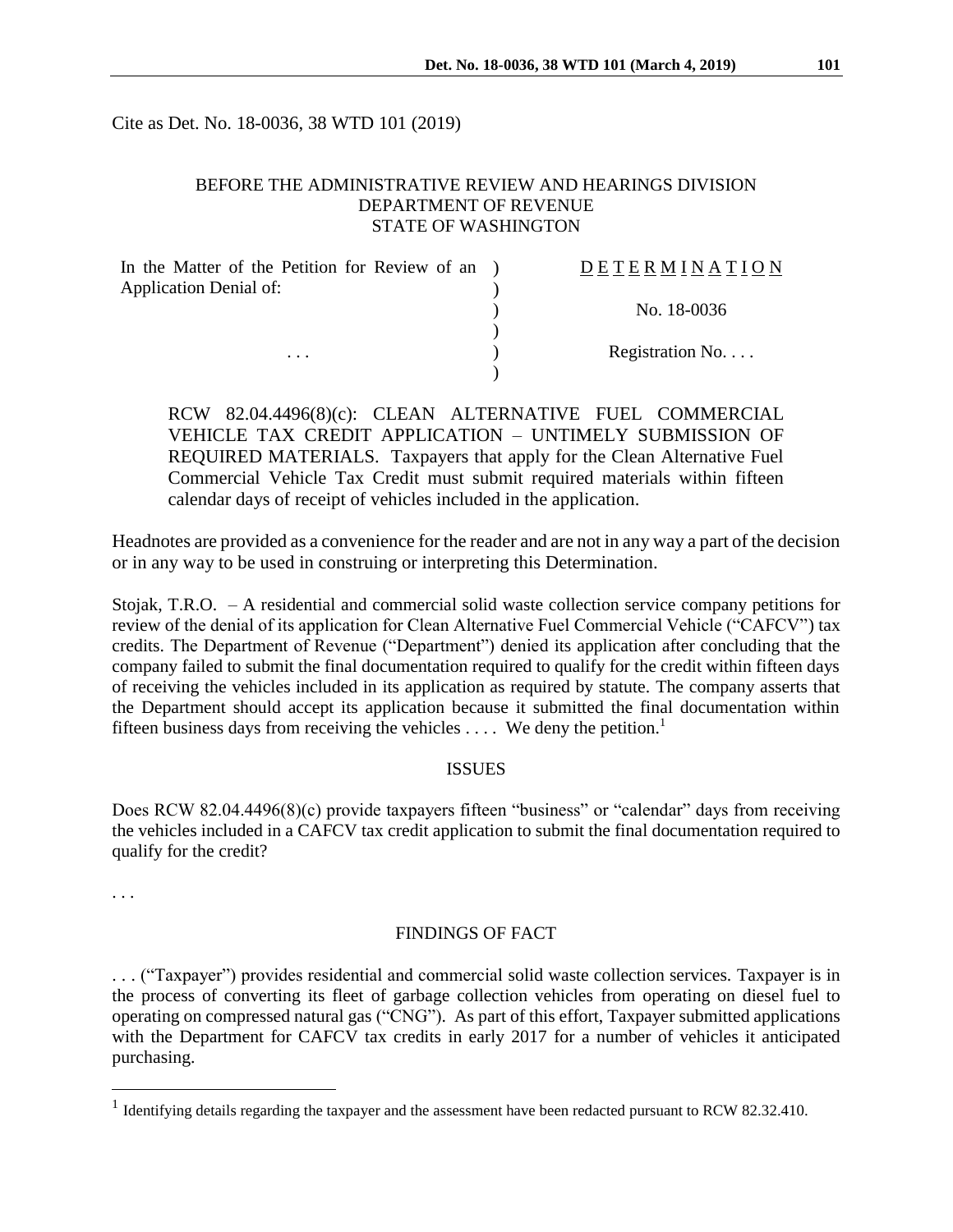Cite as Det. No. 18-0036, 38 WTD 101 (2019)

BEFORE THE ADMINISTRATIVE REVIEW AND HEARINGS DIVISION
DEPARTMENT OF REVENUE
STATE OF WASHINGTON

| | | |
|---|---|---|
| In the Matter of the Petition for Review of an Application Denial of: | ) | D E T E R M I N A T I O N |
| | ) | No. 18-0036 |
| . . . | ) | Registration No. . . . |

RCW 82.04.4496(8)(c): CLEAN ALTERNATIVE FUEL COMMERCIAL VEHICLE TAX CREDIT APPLICATION – UNTIMELY SUBMISSION OF REQUIRED MATERIALS. Taxpayers that apply for the Clean Alternative Fuel Commercial Vehicle Tax Credit must submit required materials within fifteen calendar days of receipt of vehicles included in the application.

Headnotes are provided as a convenience for the reader and are not in any way a part of the decision or in any way to be used in construing or interpreting this Determination.

Stojak, T.R.O. – A residential and commercial solid waste collection service company petitions for review of the denial of its application for Clean Alternative Fuel Commercial Vehicle ("CAFCV") tax credits. The Department of Revenue ("Department") denied its application after concluding that the company failed to submit the final documentation required to qualify for the credit within fifteen days of receiving the vehicles included in its application as required by statute. The company asserts that the Department should accept its application because it submitted the final documentation within fifteen business days from receiving the vehicles . . . . We deny the petition.[1]

## ISSUES

Does RCW 82.04.4496(8)(c) provide taxpayers fifteen "business" or "calendar" days from receiving the vehicles included in a CAFCV tax credit application to submit the final documentation required to qualify for the credit?

. . .

## FINDINGS OF FACT

. . . ("Taxpayer") provides residential and commercial solid waste collection services. Taxpayer is in the process of converting its fleet of garbage collection vehicles from operating on diesel fuel to operating on compressed natural gas ("CNG"). As part of this effort, Taxpayer submitted applications with the Department for CAFCV tax credits in early 2017 for a number of vehicles it anticipated purchasing.

[1] Identifying details regarding the taxpayer and the assessment have been redacted pursuant to RCW 82.32.410.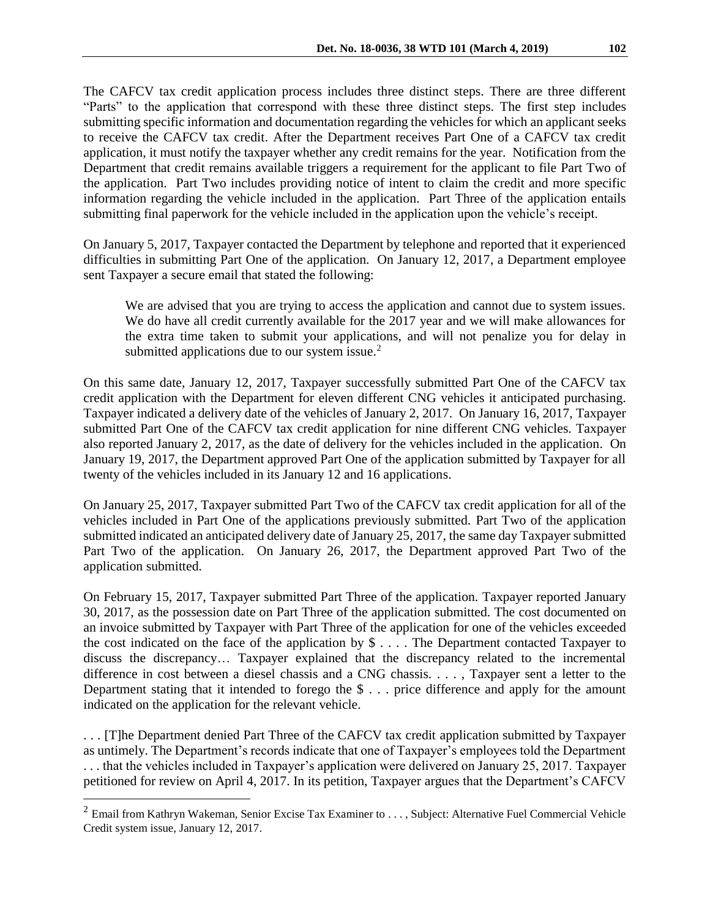The CAFCV tax credit application process includes three distinct steps. There are three different "Parts" to the application that correspond with these three distinct steps. The first step includes submitting specific information and documentation regarding the vehicles for which an applicant seeks to receive the CAFCV tax credit. After the Department receives Part One of a CAFCV tax credit application, it must notify the taxpayer whether any credit remains for the year. Notification from the Department that credit remains available triggers a requirement for the applicant to file Part Two of the application. Part Two includes providing notice of intent to claim the credit and more specific information regarding the vehicle included in the application. Part Three of the application entails submitting final paperwork for the vehicle included in the application upon the vehicle's receipt.

On January 5, 2017, Taxpayer contacted the Department by telephone and reported that it experienced difficulties in submitting Part One of the application. On January 12, 2017, a Department employee sent Taxpayer a secure email that stated the following:

> We are advised that you are trying to access the application and cannot due to system issues. We do have all credit currently available for the 2017 year and we will make allowances for the extra time taken to submit your applications, and will not penalize you for delay in submitted applications due to our system issue.[2]

On this same date, January 12, 2017, Taxpayer successfully submitted Part One of the CAFCV tax credit application with the Department for eleven different CNG vehicles it anticipated purchasing. Taxpayer indicated a delivery date of the vehicles of January 2, 2017. On January 16, 2017, Taxpayer submitted Part One of the CAFCV tax credit application for nine different CNG vehicles. Taxpayer also reported January 2, 2017, as the date of delivery for the vehicles included in the application. On January 19, 2017, the Department approved Part One of the application submitted by Taxpayer for all twenty of the vehicles included in its January 12 and 16 applications.

On January 25, 2017, Taxpayer submitted Part Two of the CAFCV tax credit application for all of the vehicles included in Part One of the applications previously submitted. Part Two of the application submitted indicated an anticipated delivery date of January 25, 2017, the same day Taxpayer submitted Part Two of the application. On January 26, 2017, the Department approved Part Two of the application submitted.

On February 15, 2017, Taxpayer submitted Part Three of the application. Taxpayer reported January 30, 2017, as the possession date on Part Three of the application submitted. The cost documented on an invoice submitted by Taxpayer with Part Three of the application for one of the vehicles exceeded the cost indicated on the face of the application by $ . . . . The Department contacted Taxpayer to discuss the discrepancy… Taxpayer explained that the discrepancy related to the incremental difference in cost between a diesel chassis and a CNG chassis. . . . , Taxpayer sent a letter to the Department stating that it intended to forego the $ . . . price difference and apply for the amount indicated on the application for the relevant vehicle.

. . . [T]he Department denied Part Three of the CAFCV tax credit application submitted by Taxpayer as untimely. The Department's records indicate that one of Taxpayer's employees told the Department . . . that the vehicles included in Taxpayer's application were delivered on January 25, 2017. Taxpayer petitioned for review on April 4, 2017. In its petition, Taxpayer argues that the Department's CAFCV

---

[2] Email from Kathryn Wakeman, Senior Excise Tax Examiner to . . . , Subject: Alternative Fuel Commercial Vehicle Credit system issue, January 12, 2017.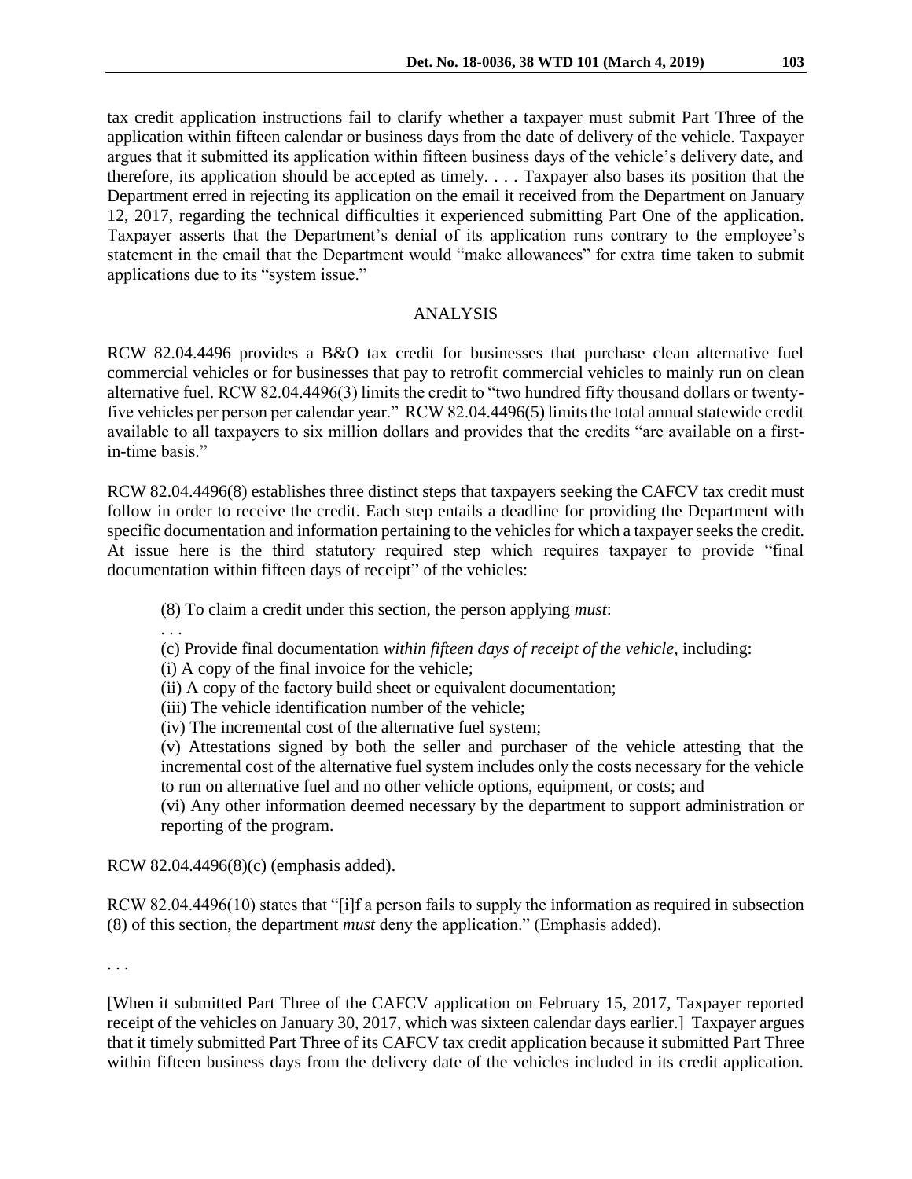tax credit application instructions fail to clarify whether a taxpayer must submit Part Three of the application within fifteen calendar or business days from the date of delivery of the vehicle. Taxpayer argues that it submitted its application within fifteen business days of the vehicle's delivery date, and therefore, its application should be accepted as timely. . . . Taxpayer also bases its position that the Department erred in rejecting its application on the email it received from the Department on January 12, 2017, regarding the technical difficulties it experienced submitting Part One of the application. Taxpayer asserts that the Department's denial of its application runs contrary to the employee's statement in the email that the Department would "make allowances" for extra time taken to submit applications due to its "system issue."

## ANALYSIS

RCW 82.04.4496 provides a B&O tax credit for businesses that purchase clean alternative fuel commercial vehicles or for businesses that pay to retrofit commercial vehicles to mainly run on clean alternative fuel. RCW 82.04.4496(3) limits the credit to "two hundred fifty thousand dollars or twenty-five vehicles per person per calendar year." RCW 82.04.4496(5) limits the total annual statewide credit available to all taxpayers to six million dollars and provides that the credits "are available on a first-in-time basis."

RCW 82.04.4496(8) establishes three distinct steps that taxpayers seeking the CAFCV tax credit must follow in order to receive the credit. Each step entails a deadline for providing the Department with specific documentation and information pertaining to the vehicles for which a taxpayer seeks the credit. At issue here is the third statutory required step which requires taxpayer to provide "final documentation within fifteen days of receipt" of the vehicles:

> (8) To claim a credit under this section, the person applying *must*:
>
> . . .
>
> (c) Provide final documentation *within fifteen days of receipt of the vehicle*, including:
>
> (i) A copy of the final invoice for the vehicle;
>
> (ii) A copy of the factory build sheet or equivalent documentation;
>
> (iii) The vehicle identification number of the vehicle;
>
> (iv) The incremental cost of the alternative fuel system;
>
> (v) Attestations signed by both the seller and purchaser of the vehicle attesting that the incremental cost of the alternative fuel system includes only the costs necessary for the vehicle to run on alternative fuel and no other vehicle options, equipment, or costs; and
>
> (vi) Any other information deemed necessary by the department to support administration or reporting of the program.

RCW 82.04.4496(8)(c) (emphasis added).

RCW 82.04.4496(10) states that "[i]f a person fails to supply the information as required in subsection (8) of this section, the department *must* deny the application." (Emphasis added).

. . .

[When it submitted Part Three of the CAFCV application on February 15, 2017, Taxpayer reported receipt of the vehicles on January 30, 2017, which was sixteen calendar days earlier.] Taxpayer argues that it timely submitted Part Three of its CAFCV tax credit application because it submitted Part Three within fifteen business days from the delivery date of the vehicles included in its credit application.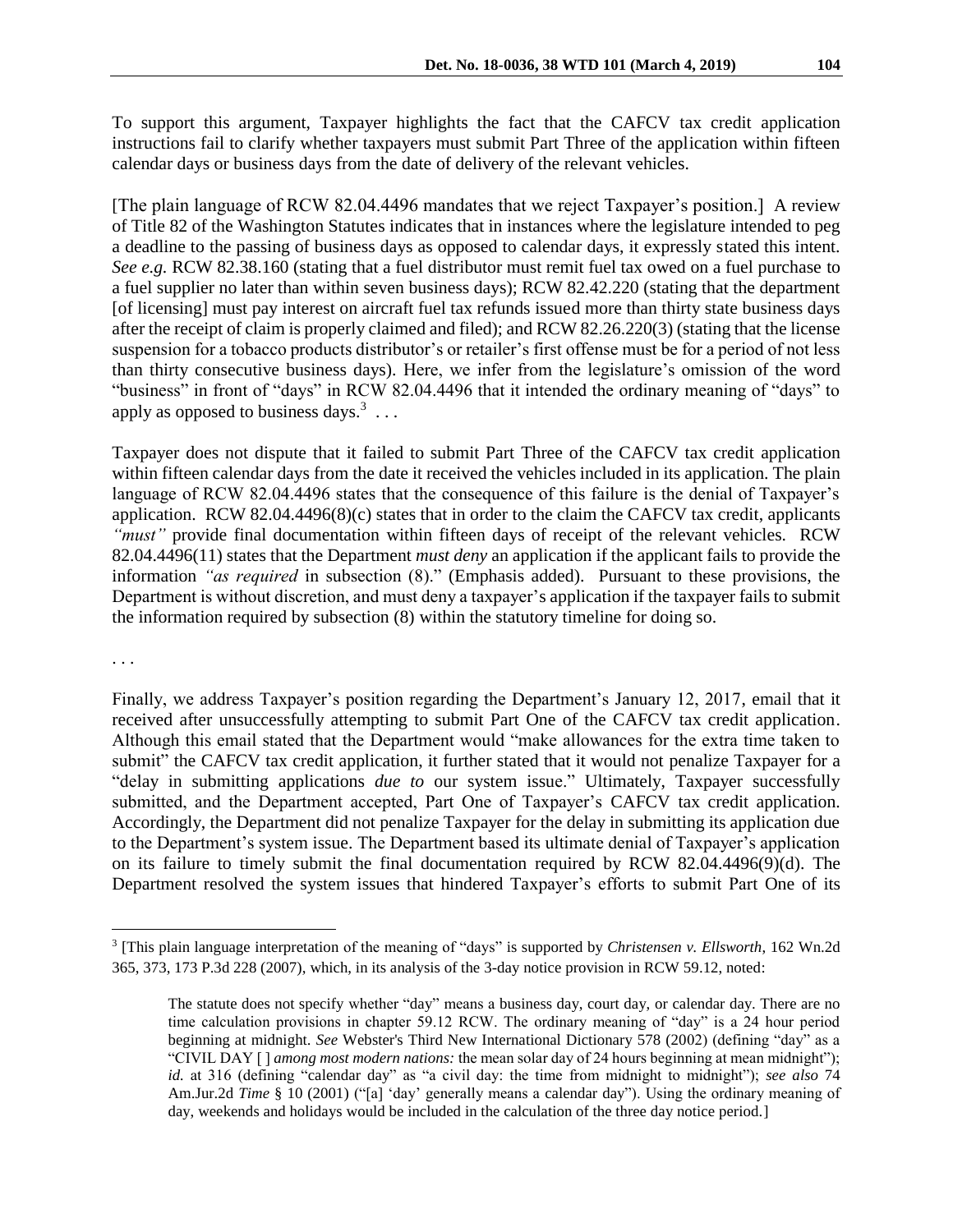To support this argument, Taxpayer highlights the fact that the CAFCV tax credit application instructions fail to clarify whether taxpayers must submit Part Three of the application within fifteen calendar days or business days from the date of delivery of the relevant vehicles.

[The plain language of RCW 82.04.4496 mandates that we reject Taxpayer's position.] A review of Title 82 of the Washington Statutes indicates that in instances where the legislature intended to peg a deadline to the passing of business days as opposed to calendar days, it expressly stated this intent. *See e.g.* RCW 82.38.160 (stating that a fuel distributor must remit fuel tax owed on a fuel purchase to a fuel supplier no later than within seven business days); RCW 82.42.220 (stating that the department [of licensing] must pay interest on aircraft fuel tax refunds issued more than thirty state business days after the receipt of claim is properly claimed and filed); and RCW 82.26.220(3) (stating that the license suspension for a tobacco products distributor's or retailer's first offense must be for a period of not less than thirty consecutive business days). Here, we infer from the legislature's omission of the word "business" in front of "days" in RCW 82.04.4496 that it intended the ordinary meaning of "days" to apply as opposed to business days.[3] . . .

Taxpayer does not dispute that it failed to submit Part Three of the CAFCV tax credit application within fifteen calendar days from the date it received the vehicles included in its application. The plain language of RCW 82.04.4496 states that the consequence of this failure is the denial of Taxpayer's application. RCW 82.04.4496(8)(c) states that in order to the claim the CAFCV tax credit, applicants *"must"* provide final documentation within fifteen days of receipt of the relevant vehicles. RCW 82.04.4496(11) states that the Department *must deny* an application if the applicant fails to provide the information *"as required* in subsection (8)." (Emphasis added). Pursuant to these provisions, the Department is without discretion, and must deny a taxpayer's application if the taxpayer fails to submit the information required by subsection (8) within the statutory timeline for doing so.

. . .

Finally, we address Taxpayer's position regarding the Department's January 12, 2017, email that it received after unsuccessfully attempting to submit Part One of the CAFCV tax credit application. Although this email stated that the Department would "make allowances for the extra time taken to submit" the CAFCV tax credit application, it further stated that it would not penalize Taxpayer for a "delay in submitting applications *due to* our system issue." Ultimately, Taxpayer successfully submitted, and the Department accepted, Part One of Taxpayer's CAFCV tax credit application. Accordingly, the Department did not penalize Taxpayer for the delay in submitting its application due to the Department's system issue. The Department based its ultimate denial of Taxpayer's application on its failure to timely submit the final documentation required by RCW 82.04.4496(9)(d). The Department resolved the system issues that hindered Taxpayer's efforts to submit Part One of its

---

[3] [This plain language interpretation of the meaning of "days" is supported by *Christensen v. Ellsworth*, 162 Wn.2d 365, 373, 173 P.3d 228 (2007), which, in its analysis of the 3-day notice provision in RCW 59.12, noted:

> The statute does not specify whether "day" means a business day, court day, or calendar day. There are no time calculation provisions in chapter 59.12 RCW. The ordinary meaning of "day" is a 24 hour period beginning at midnight. *See* Webster's Third New International Dictionary 578 (2002) (defining "day" as a "CIVIL DAY [ ] *among most modern nations:* the mean solar day of 24 hours beginning at mean midnight"); *id.* at 316 (defining "calendar day" as "a civil day: the time from midnight to midnight"); *see also* 74 Am.Jur.2d *Time* § 10 (2001) ("[a] 'day' generally means a calendar day"). Using the ordinary meaning of day, weekends and holidays would be included in the calculation of the three day notice period.]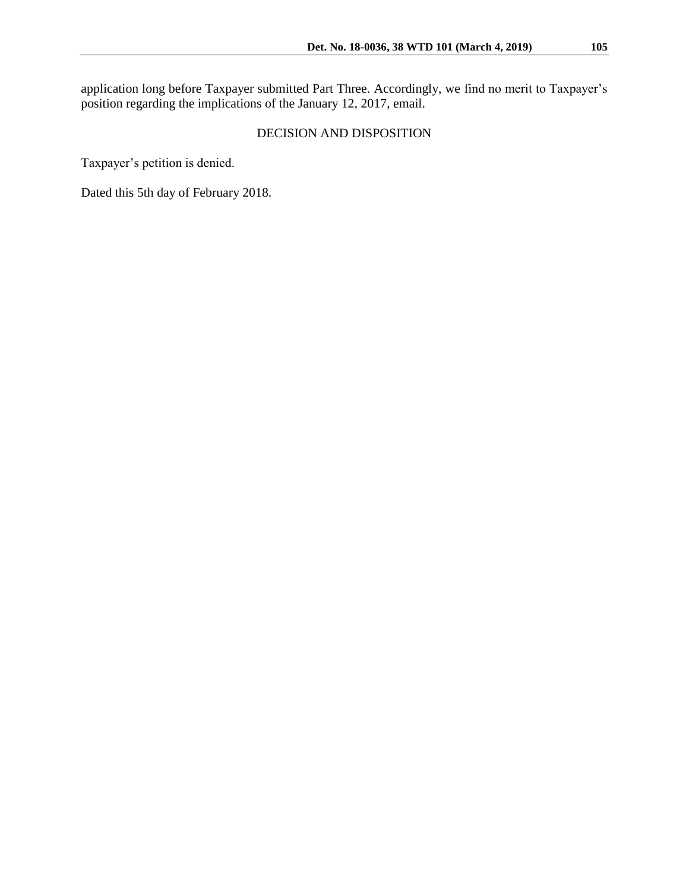application long before Taxpayer submitted Part Three. Accordingly, we find no merit to Taxpayer's position regarding the implications of the January 12, 2017, email.

## DECISION AND DISPOSITION

Taxpayer's petition is denied.

Dated this 5th day of February 2018.